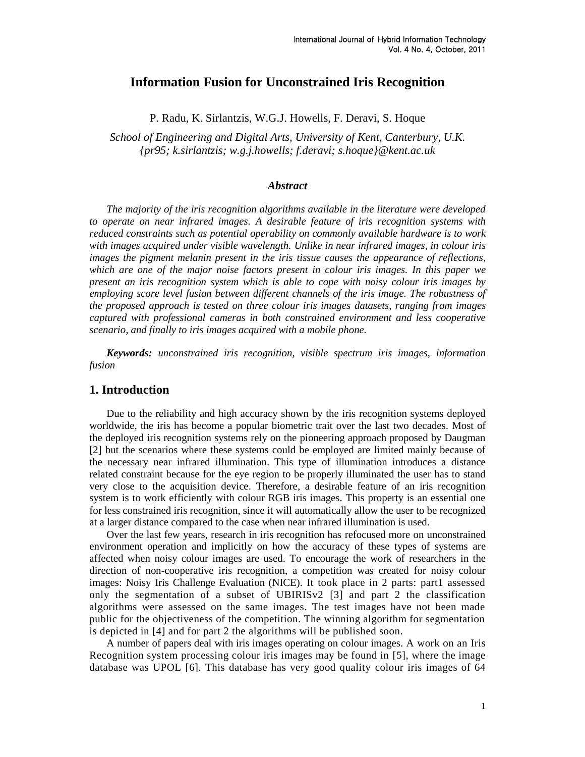# Information Fusion for Unconstrained Iris Recognition

P. Radu, K. Sirlantzis, W.G.J. Howells, F. Deravi, S. Hoque

*School of Engineering and Digital Arts, University of Kent, Canterbury, U.K.*
*{pr95; k.sirlantzis; w.g.j.howells; f.deravi; s.hoque}@kent.ac.uk*

### *Abstract*

*The majority of the iris recognition algorithms available in the literature were developed to operate on near infrared images. A desirable feature of iris recognition systems with reduced constraints such as potential operability on commonly available hardware is to work with images acquired under visible wavelength. Unlike in near infrared images, in colour iris images the pigment melanin present in the iris tissue causes the appearance of reflections, which are one of the major noise factors present in colour iris images. In this paper we present an iris recognition system which is able to cope with noisy colour iris images by employing score level fusion between different channels of the iris image. The robustness of the proposed approach is tested on three colour iris images datasets, ranging from images captured with professional cameras in both constrained environment and less cooperative scenario, and finally to iris images acquired with a mobile phone.*

***Keywords:*** *unconstrained iris recognition, visible spectrum iris images, information fusion*

## 1. Introduction

Due to the reliability and high accuracy shown by the iris recognition systems deployed worldwide, the iris has become a popular biometric trait over the last two decades. Most of the deployed iris recognition systems rely on the pioneering approach proposed by Daugman [2] but the scenarios where these systems could be employed are limited mainly because of the necessary near infrared illumination. This type of illumination introduces a distance related constraint because for the eye region to be properly illuminated the user has to stand very close to the acquisition device. Therefore, a desirable feature of an iris recognition system is to work efficiently with colour RGB iris images. This property is an essential one for less constrained iris recognition, since it will automatically allow the user to be recognized at a larger distance compared to the case when near infrared illumination is used.

Over the last few years, research in iris recognition has refocused more on unconstrained environment operation and implicitly on how the accuracy of these types of systems are affected when noisy colour images are used. To encourage the work of researchers in the direction of non-cooperative iris recognition, a competition was created for noisy colour images: Noisy Iris Challenge Evaluation (NICE). It took place in 2 parts: part1 assessed only the segmentation of a subset of UBIRISv2 [3] and part 2 the classification algorithms were assessed on the same images. The test images have not been made public for the objectiveness of the competition. The winning algorithm for segmentation is depicted in [4] and for part 2 the algorithms will be published soon.

A number of papers deal with iris images operating on colour images. A work on an Iris Recognition system processing colour iris images may be found in [5], where the image database was UPOL [6]. This database has very good quality colour iris images of 64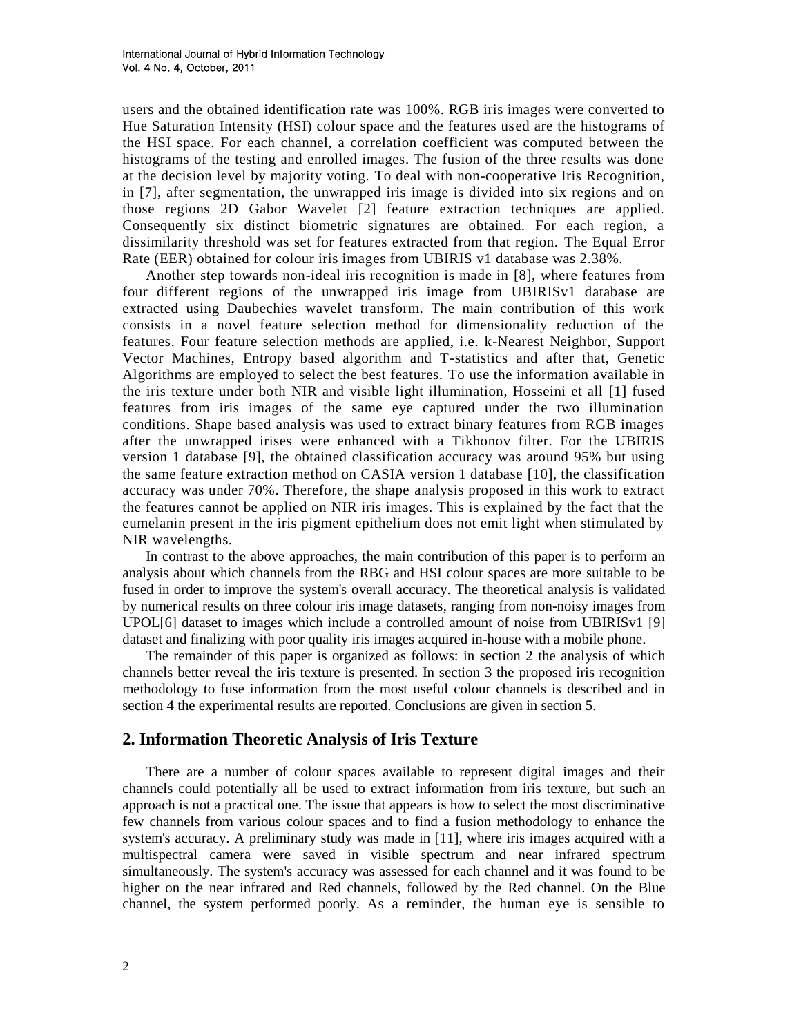users and the obtained identification rate was 100%. RGB iris images were converted to Hue Saturation Intensity (HSI) colour space and the features used are the histograms of the HSI space. For each channel, a correlation coefficient was computed between the histograms of the testing and enrolled images. The fusion of the three results was done at the decision level by majority voting. To deal with non-cooperative Iris Recognition, in [7], after segmentation, the unwrapped iris image is divided into six regions and on those regions 2D Gabor Wavelet [2] feature extraction techniques are applied. Consequently six distinct biometric signatures are obtained. For each region, a dissimilarity threshold was set for features extracted from that region. The Equal Error Rate (EER) obtained for colour iris images from UBIRIS v1 database was 2.38%.

Another step towards non-ideal iris recognition is made in [8], where features from four different regions of the unwrapped iris image from UBIRISv1 database are extracted using Daubechies wavelet transform. The main contribution of this work consists in a novel feature selection method for dimensionality reduction of the features. Four feature selection methods are applied, i.e. k-Nearest Neighbor, Support Vector Machines, Entropy based algorithm and T-statistics and after that, Genetic Algorithms are employed to select the best features. To use the information available in the iris texture under both NIR and visible light illumination, Hosseini et all [1] fused features from iris images of the same eye captured under the two illumination conditions. Shape based analysis was used to extract binary features from RGB images after the unwrapped irises were enhanced with a Tikhonov filter. For the UBIRIS version 1 database [9], the obtained classification accuracy was around 95% but using the same feature extraction method on CASIA version 1 database [10], the classification accuracy was under 70%. Therefore, the shape analysis proposed in this work to extract the features cannot be applied on NIR iris images. This is explained by the fact that the eumelanin present in the iris pigment epithelium does not emit light when stimulated by NIR wavelengths.

In contrast to the above approaches, the main contribution of this paper is to perform an analysis about which channels from the RBG and HSI colour spaces are more suitable to be fused in order to improve the system's overall accuracy. The theoretical analysis is validated by numerical results on three colour iris image datasets, ranging from non-noisy images from UPOL[6] dataset to images which include a controlled amount of noise from UBIRISv1 [9] dataset and finalizing with poor quality iris images acquired in-house with a mobile phone.

The remainder of this paper is organized as follows: in section 2 the analysis of which channels better reveal the iris texture is presented. In section 3 the proposed iris recognition methodology to fuse information from the most useful colour channels is described and in section 4 the experimental results are reported. Conclusions are given in section 5.

## 2. Information Theoretic Analysis of Iris Texture

There are a number of colour spaces available to represent digital images and their channels could potentially all be used to extract information from iris texture, but such an approach is not a practical one. The issue that appears is how to select the most discriminative few channels from various colour spaces and to find a fusion methodology to enhance the system's accuracy. A preliminary study was made in [11], where iris images acquired with a multispectral camera were saved in visible spectrum and near infrared spectrum simultaneously. The system's accuracy was assessed for each channel and it was found to be higher on the near infrared and Red channels, followed by the Red channel. On the Blue channel, the system performed poorly. As a reminder, the human eye is sensible to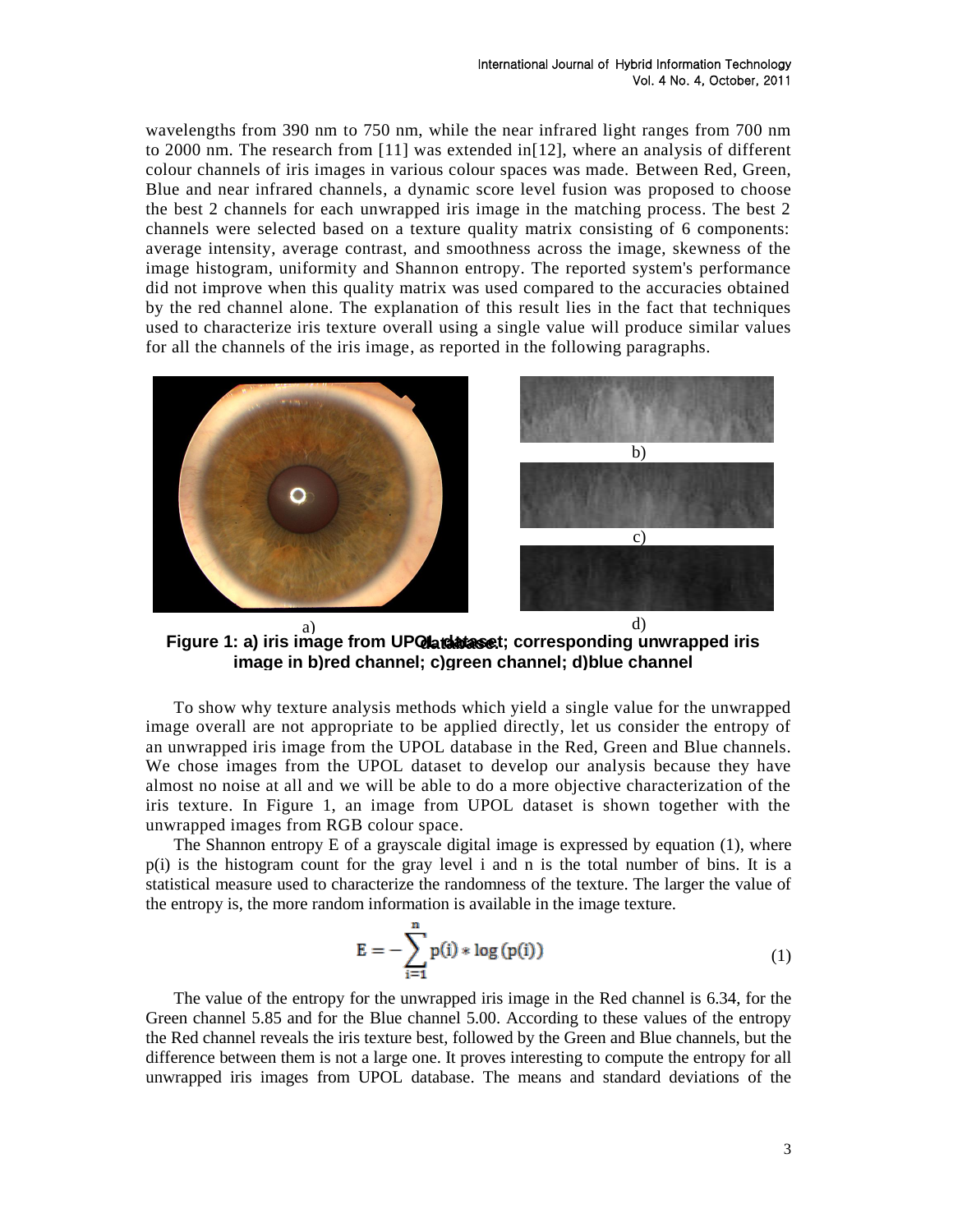wavelengths from 390 nm to 750 nm, while the near infrared light ranges from 700 nm to 2000 nm. The research from [11] was extended in[12], where an analysis of different colour channels of iris images in various colour spaces was made. Between Red, Green, Blue and near infrared channels, a dynamic score level fusion was proposed to choose the best 2 channels for each unwrapped iris image in the matching process. The best 2 channels were selected based on a texture quality matrix consisting of 6 components: average intensity, average contrast, and smoothness across the image, skewness of the image histogram, uniformity and Shannon entropy. The reported system's performance did not improve when this quality matrix was used compared to the accuracies obtained by the red channel alone. The explanation of this result lies in the fact that techniques used to characterize iris texture overall using a single value will produce similar values for all the channels of the iris image, as reported in the following paragraphs.

**Figure 1: a) iris image from UPOL dataset; corresponding unwrapped iris image in b)red channel; c)green channel; d)blue channel**

To show why texture analysis methods which yield a single value for the unwrapped image overall are not appropriate to be applied directly, let us consider the entropy of an unwrapped iris image from the UPOL database in the Red, Green and Blue channels. We chose images from the UPOL dataset to develop our analysis because they have almost no noise at all and we will be able to do a more objective characterization of the iris texture. In Figure 1, an image from UPOL dataset is shown together with the unwrapped images from RGB colour space.

The Shannon entropy E of a grayscale digital image is expressed by equation (1), where p(i) is the histogram count for the gray level i and n is the total number of bins. It is a statistical measure used to characterize the randomness of the texture. The larger the value of the entropy is, the more random information is available in the image texture.

$$E = -\sum_{i=1}^{n} p(i) * \log(p(i)) \tag{1}$$

The value of the entropy for the unwrapped iris image in the Red channel is 6.34, for the Green channel 5.85 and for the Blue channel 5.00. According to these values of the entropy the Red channel reveals the iris texture best, followed by the Green and Blue channels, but the difference between them is not a large one. It proves interesting to compute the entropy for all unwrapped iris images from UPOL database. The means and standard deviations of the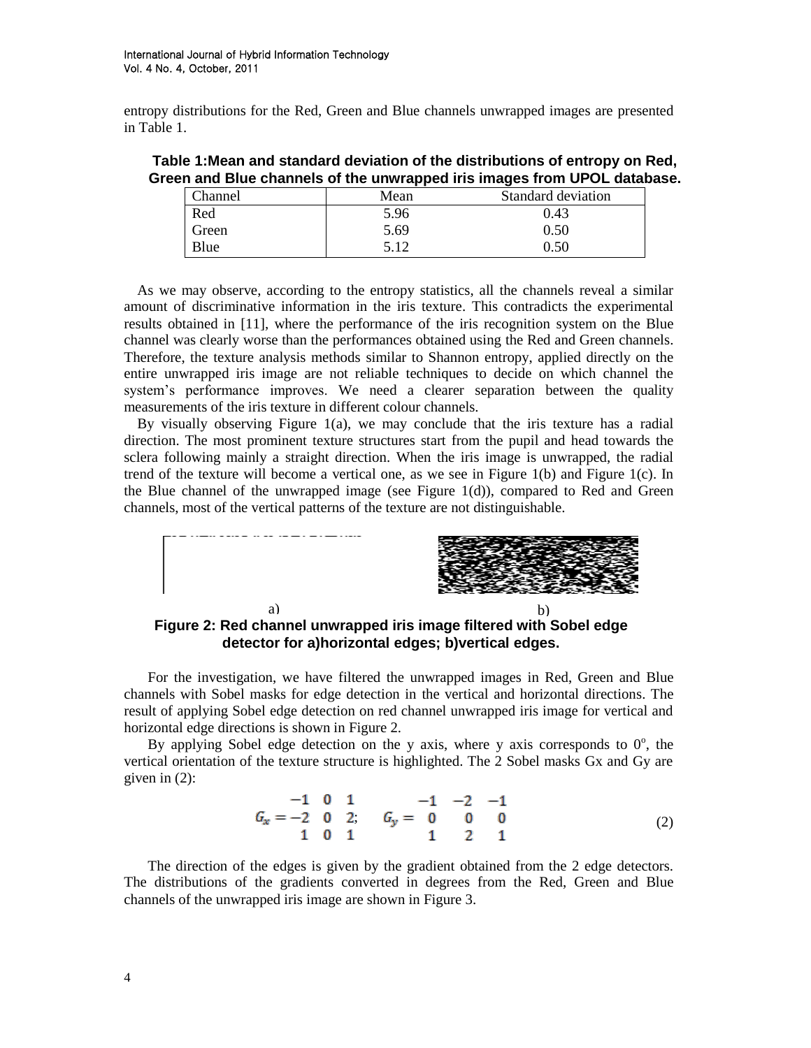entropy distributions for the Red, Green and Blue channels unwrapped images are presented in Table 1.

**Table 1:Mean and standard deviation of the distributions of entropy on Red, Green and Blue channels of the unwrapped iris images from UPOL database.**

| Channel | Mean | Standard deviation |
|---|---|---|
| Red | 5.96 | 0.43 |
| Green | 5.69 | 0.50 |
| Blue | 5.12 | 0.50 |

As we may observe, according to the entropy statistics, all the channels reveal a similar amount of discriminative information in the iris texture. This contradicts the experimental results obtained in [11], where the performance of the iris recognition system on the Blue channel was clearly worse than the performances obtained using the Red and Green channels. Therefore, the texture analysis methods similar to Shannon entropy, applied directly on the entire unwrapped iris image are not reliable techniques to decide on which channel the system's performance improves. We need a clearer separation between the quality measurements of the iris texture in different colour channels.

By visually observing Figure 1(a), we may conclude that the iris texture has a radial direction. The most prominent texture structures start from the pupil and head towards the sclera following mainly a straight direction. When the iris image is unwrapped, the radial trend of the texture will become a vertical one, as we see in Figure 1(b) and Figure 1(c). In the Blue channel of the unwrapped image (see Figure 1(d)), compared to Red and Green channels, most of the vertical patterns of the texture are not distinguishable.

a) b)

**Figure 2: Red channel unwrapped iris image filtered with Sobel edge detector for a)horizontal edges; b)vertical edges.**

For the investigation, we have filtered the unwrapped images in Red, Green and Blue channels with Sobel masks for edge detection in the vertical and horizontal directions. The result of applying Sobel edge detection on red channel unwrapped iris image for vertical and horizontal edge directions is shown in Figure 2.

By applying Sobel edge detection on the y axis, where y axis corresponds to $0^o$, the vertical orientation of the texture structure is highlighted. The 2 Sobel masks Gx and Gy are given in (2):

$$G_x = \begin{matrix} -1 & 0 & 1 \\ -2 & 0 & 2 \\ 1 & 0 & 1 \end{matrix}; \quad G_y = \begin{matrix} -1 & -2 & -1 \\ 0 & 0 & 0 \\ 1 & 2 & 1 \end{matrix} \tag{2}$$

The direction of the edges is given by the gradient obtained from the 2 edge detectors. The distributions of the gradients converted in degrees from the Red, Green and Blue channels of the unwrapped iris image are shown in Figure 3.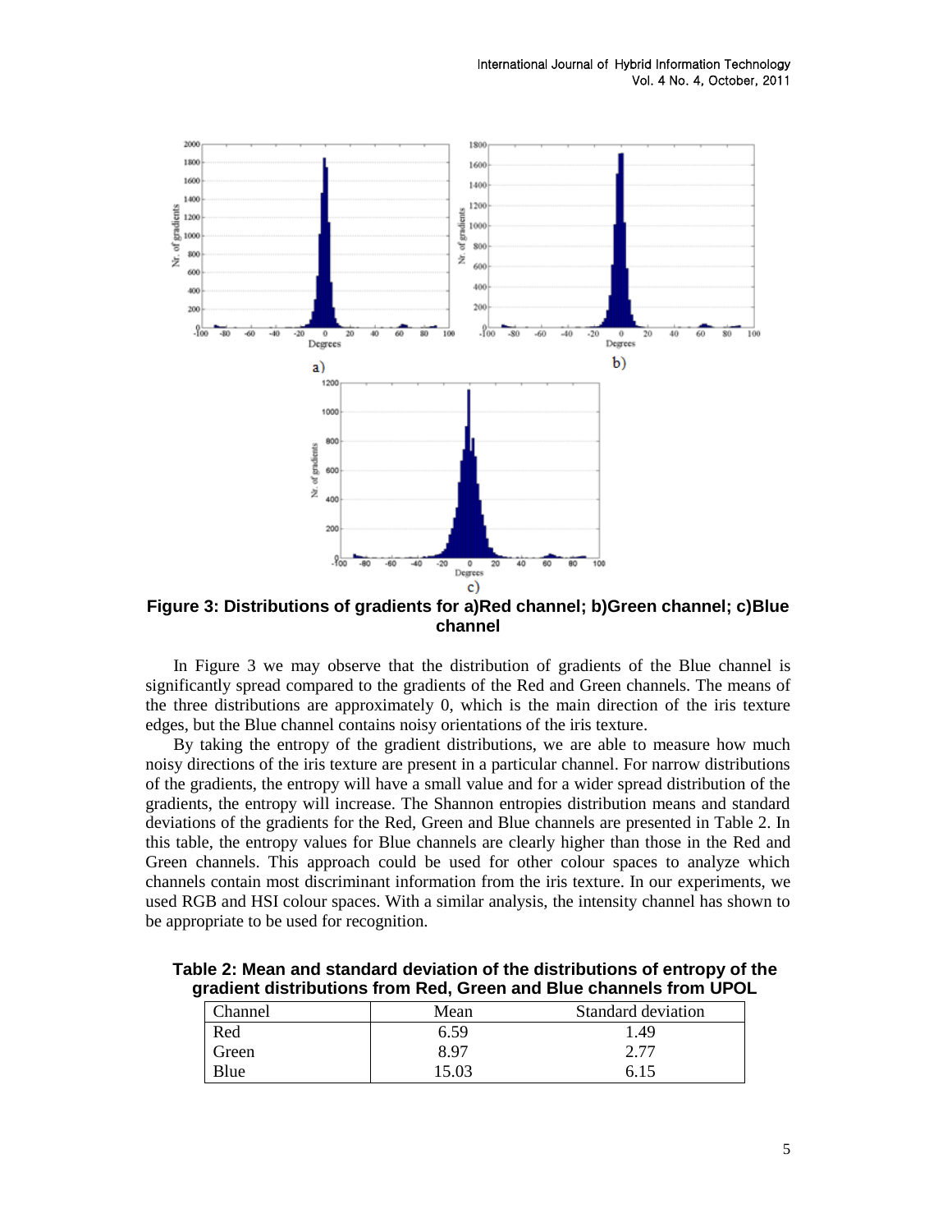**Figure 3: Distributions of gradients for a)Red channel; b)Green channel; c)Blue channel**

In Figure 3 we may observe that the distribution of gradients of the Blue channel is significantly spread compared to the gradients of the Red and Green channels. The means of the three distributions are approximately 0, which is the main direction of the iris texture edges, but the Blue channel contains noisy orientations of the iris texture.

By taking the entropy of the gradient distributions, we are able to measure how much noisy directions of the iris texture are present in a particular channel. For narrow distributions of the gradients, the entropy will have a small value and for a wider spread distribution of the gradients, the entropy will increase. The Shannon entropies distribution means and standard deviations of the gradients for the Red, Green and Blue channels are presented in Table 2. In this table, the entropy values for Blue channels are clearly higher than those in the Red and Green channels. This approach could be used for other colour spaces to analyze which channels contain most discriminant information from the iris texture. In our experiments, we used RGB and HSI colour spaces. With a similar analysis, the intensity channel has shown to be appropriate to be used for recognition.

**Table 2: Mean and standard deviation of the distributions of entropy of the gradient distributions from Red, Green and Blue channels from UPOL**

| Channel | Mean | Standard deviation |
|---|---|---|
| Red | 6.59 | 1.49 |
| Green | 8.97 | 2.77 |
| Blue | 15.03 | 6.15 |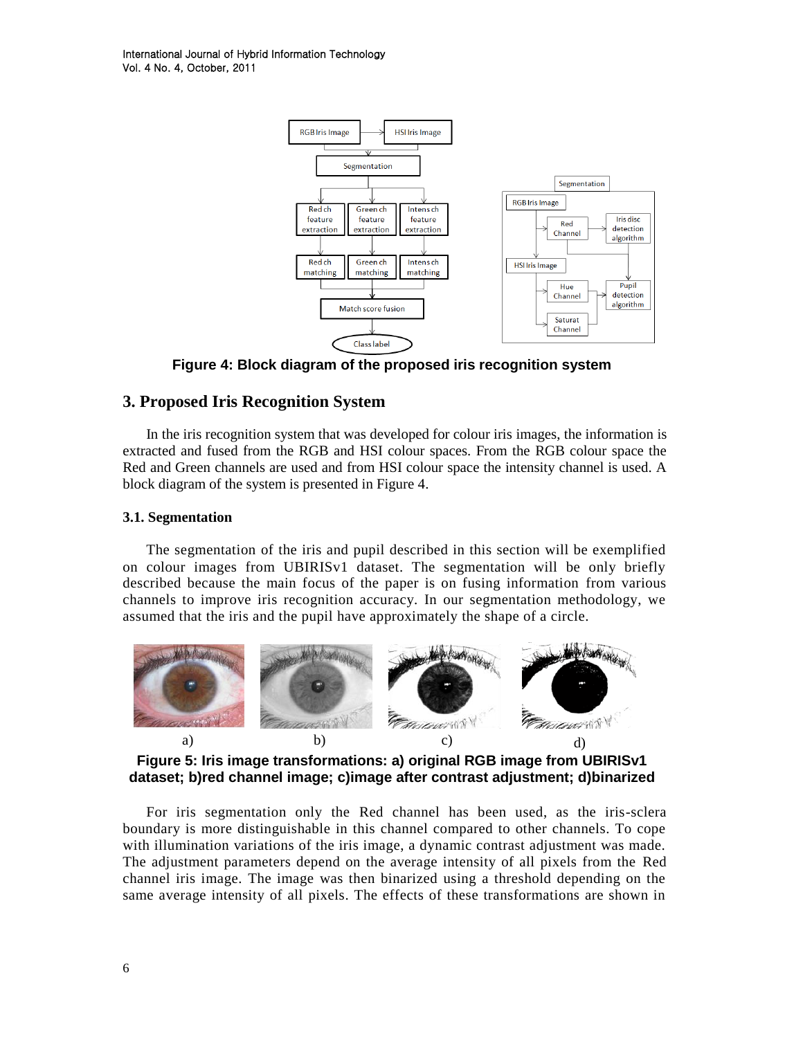**Figure 4: Block diagram of the proposed iris recognition system**

## 3. Proposed Iris Recognition System

In the iris recognition system that was developed for colour iris images, the information is extracted and fused from the RGB and HSI colour spaces. From the RGB colour space the Red and Green channels are used and from HSI colour space the intensity channel is used. A block diagram of the system is presented in Figure 4.

### 3.1. Segmentation

The segmentation of the iris and pupil described in this section will be exemplified on colour images from UBIRISv1 dataset. The segmentation will be only briefly described because the main focus of the paper is on fusing information from various channels to improve iris recognition accuracy. In our segmentation methodology, we assumed that the iris and the pupil have approximately the shape of a circle.

a) b) c) d)

**Figure 5: Iris image transformations: a) original RGB image from UBIRISv1 dataset; b)red channel image; c)image after contrast adjustment; d)binarized**

For iris segmentation only the Red channel has been used, as the iris-sclera boundary is more distinguishable in this channel compared to other channels. To cope with illumination variations of the iris image, a dynamic contrast adjustment was made. The adjustment parameters depend on the average intensity of all pixels from the Red channel iris image. The image was then binarized using a threshold depending on the same average intensity of all pixels. The effects of these transformations are shown in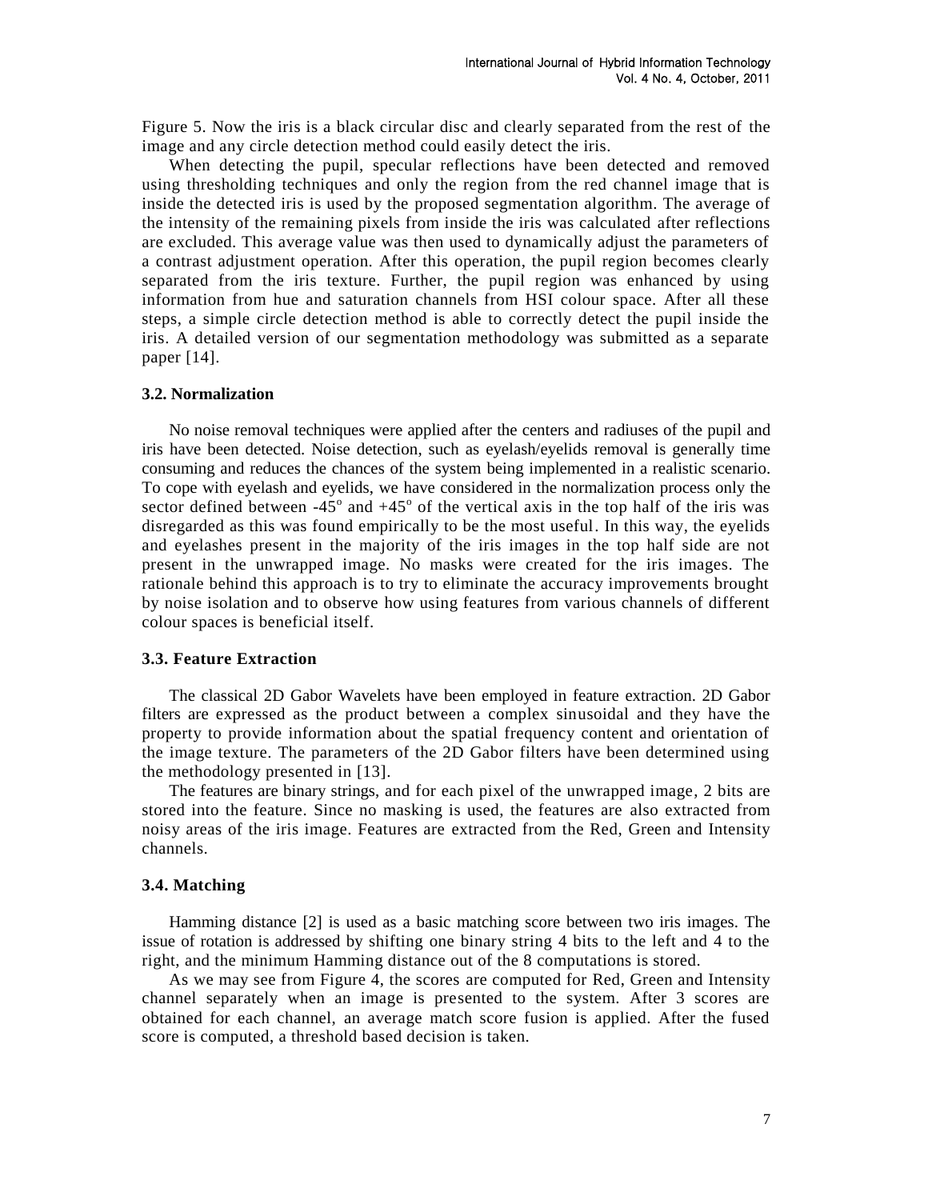Figure 5. Now the iris is a black circular disc and clearly separated from the rest of the image and any circle detection method could easily detect the iris.

When detecting the pupil, specular reflections have been detected and removed using thresholding techniques and only the region from the red channel image that is inside the detected iris is used by the proposed segmentation algorithm. The average of the intensity of the remaining pixels from inside the iris was calculated after reflections are excluded. This average value was then used to dynamically adjust the parameters of a contrast adjustment operation. After this operation, the pupil region becomes clearly separated from the iris texture. Further, the pupil region was enhanced by using information from hue and saturation channels from HSI colour space. After all these steps, a simple circle detection method is able to correctly detect the pupil inside the iris. A detailed version of our segmentation methodology was submitted as a separate paper [14].

### 3.2. Normalization

No noise removal techniques were applied after the centers and radiuses of the pupil and iris have been detected. Noise detection, such as eyelash/eyelids removal is generally time consuming and reduces the chances of the system being implemented in a realistic scenario. To cope with eyelash and eyelids, we have considered in the normalization process only the sector defined between -45$^o$ and +45$^o$ of the vertical axis in the top half of the iris was disregarded as this was found empirically to be the most useful. In this way, the eyelids and eyelashes present in the majority of the iris images in the top half side are not present in the unwrapped image. No masks were created for the iris images. The rationale behind this approach is to try to eliminate the accuracy improvements brought by noise isolation and to observe how using features from various channels of different colour spaces is beneficial itself.

### 3.3. Feature Extraction

The classical 2D Gabor Wavelets have been employed in feature extraction. 2D Gabor filters are expressed as the product between a complex sinusoidal and they have the property to provide information about the spatial frequency content and orientation of the image texture. The parameters of the 2D Gabor filters have been determined using the methodology presented in [13].

The features are binary strings, and for each pixel of the unwrapped image, 2 bits are stored into the feature. Since no masking is used, the features are also extracted from noisy areas of the iris image. Features are extracted from the Red, Green and Intensity channels.

### 3.4. Matching

Hamming distance [2] is used as a basic matching score between two iris images. The issue of rotation is addressed by shifting one binary string 4 bits to the left and 4 to the right, and the minimum Hamming distance out of the 8 computations is stored.

As we may see from Figure 4, the scores are computed for Red, Green and Intensity channel separately when an image is presented to the system. After 3 scores are obtained for each channel, an average match score fusion is applied. After the fused score is computed, a threshold based decision is taken.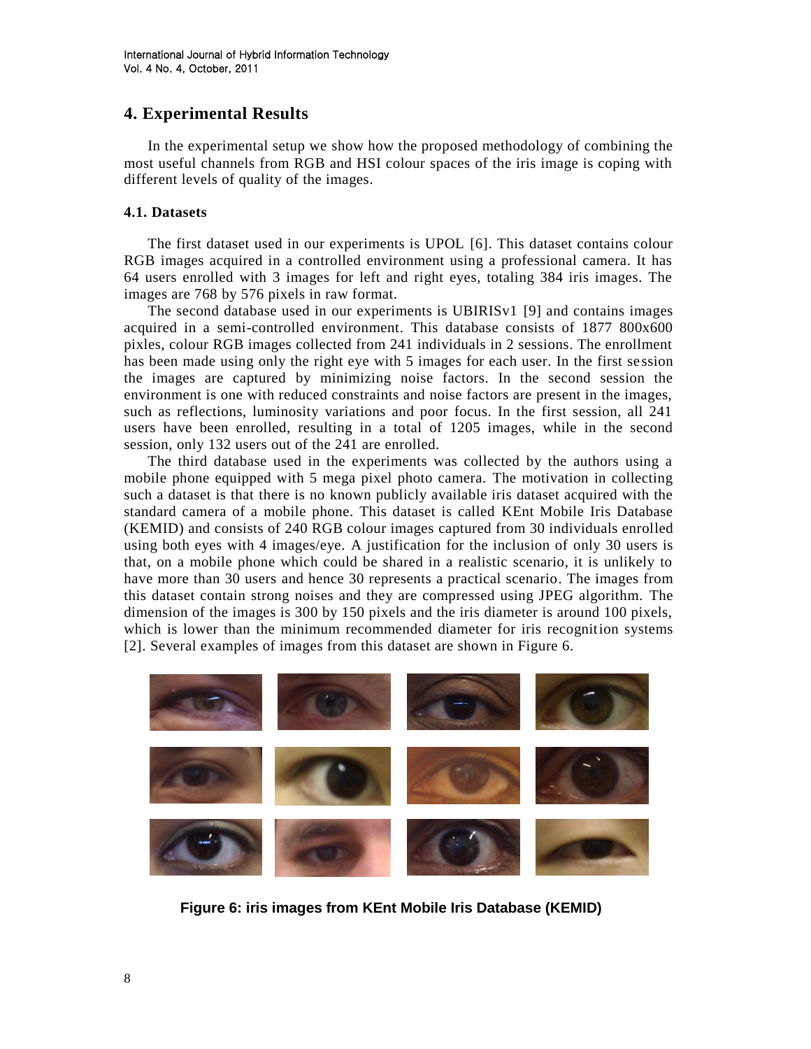## 4. Experimental Results

In the experimental setup we show how the proposed methodology of combining the most useful channels from RGB and HSI colour spaces of the iris image is coping with different levels of quality of the images.

### 4.1. Datasets

The first dataset used in our experiments is UPOL [6]. This dataset contains colour RGB images acquired in a controlled environment using a professional camera. It has 64 users enrolled with 3 images for left and right eyes, totaling 384 iris images. The images are 768 by 576 pixels in raw format.

The second database used in our experiments is UBIRISv1 [9] and contains images acquired in a semi-controlled environment. This database consists of 1877 800x600 pixles, colour RGB images collected from 241 individuals in 2 sessions. The enrollment has been made using only the right eye with 5 images for each user. In the first session the images are captured by minimizing noise factors. In the second session the environment is one with reduced constraints and noise factors are present in the images, such as reflections, luminosity variations and poor focus. In the first session, all 241 users have been enrolled, resulting in a total of 1205 images, while in the second session, only 132 users out of the 241 are enrolled.

The third database used in the experiments was collected by the authors using a mobile phone equipped with 5 mega pixel photo camera. The motivation in collecting such a dataset is that there is no known publicly available iris dataset acquired with the standard camera of a mobile phone. This dataset is called KEnt Mobile Iris Database (KEMID) and consists of 240 RGB colour images captured from 30 individuals enrolled using both eyes with 4 images/eye. A justification for the inclusion of only 30 users is that, on a mobile phone which could be shared in a realistic scenario, it is unlikely to have more than 30 users and hence 30 represents a practical scenario. The images from this dataset contain strong noises and they are compressed using JPEG algorithm. The dimension of the images is 300 by 150 pixels and the iris diameter is around 100 pixels, which is lower than the minimum recommended diameter for iris recognition systems [2]. Several examples of images from this dataset are shown in Figure 6.

**Figure 6: iris images from KEnt Mobile Iris Database (KEMID)**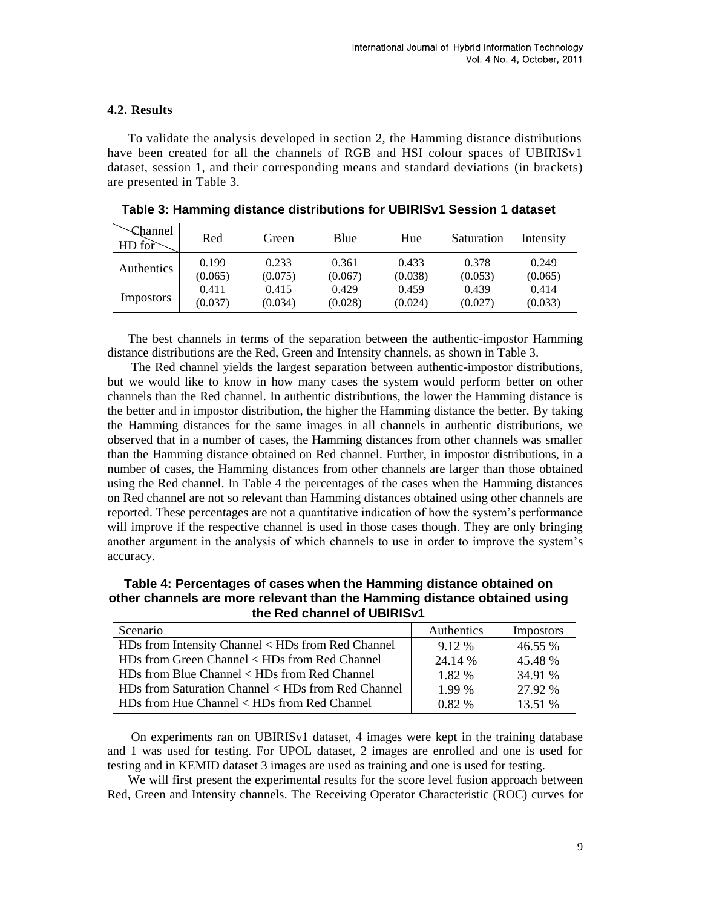### 4.2. Results

To validate the analysis developed in section 2, the Hamming distance distributions have been created for all the channels of RGB and HSI colour spaces of UBIRISv1 dataset, session 1, and their corresponding means and standard deviations (in brackets) are presented in Table 3.

**Table 3: Hamming distance distributions for UBIRISv1 Session 1 dataset**

| Channel / HD for | Red | Green | Blue | Hue | Saturation | Intensity |
|---|---|---|---|---|---|---|
| Authentics | 0.199 (0.065) | 0.233 (0.075) | 0.361 (0.067) | 0.433 (0.038) | 0.378 (0.053) | 0.249 (0.065) |
| Impostors | 0.411 (0.037) | 0.415 (0.034) | 0.429 (0.028) | 0.459 (0.024) | 0.439 (0.027) | 0.414 (0.033) |

The best channels in terms of the separation between the authentic-impostor Hamming distance distributions are the Red, Green and Intensity channels, as shown in Table 3.

The Red channel yields the largest separation between authentic-impostor distributions, but we would like to know in how many cases the system would perform better on other channels than the Red channel. In authentic distributions, the lower the Hamming distance is the better and in impostor distribution, the higher the Hamming distance the better. By taking the Hamming distances for the same images in all channels in authentic distributions, we observed that in a number of cases, the Hamming distances from other channels was smaller than the Hamming distance obtained on Red channel. Further, in impostor distributions, in a number of cases, the Hamming distances from other channels are larger than those obtained using the Red channel. In Table 4 the percentages of the cases when the Hamming distances on Red channel are not so relevant than Hamming distances obtained using other channels are reported. These percentages are not a quantitative indication of how the system's performance will improve if the respective channel is used in those cases though. They are only bringing another argument in the analysis of which channels to use in order to improve the system's accuracy.

**Table 4: Percentages of cases when the Hamming distance obtained on other channels are more relevant than the Hamming distance obtained using the Red channel of UBIRISv1**

| Scenario | Authentics | Impostors |
|---|---|---|
| HDs from Intensity Channel < HDs from Red Channel | 9.12 % | 46.55 % |
| HDs from Green Channel < HDs from Red Channel | 24.14 % | 45.48 % |
| HDs from Blue Channel < HDs from Red Channel | 1.82 % | 34.91 % |
| HDs from Saturation Channel < HDs from Red Channel | 1.99 % | 27.92 % |
| HDs from Hue Channel < HDs from Red Channel | 0.82 % | 13.51 % |

On experiments ran on UBIRISv1 dataset, 4 images were kept in the training database and 1 was used for testing. For UPOL dataset, 2 images are enrolled and one is used for testing and in KEMID dataset 3 images are used as training and one is used for testing.

We will first present the experimental results for the score level fusion approach between Red, Green and Intensity channels. The Receiving Operator Characteristic (ROC) curves for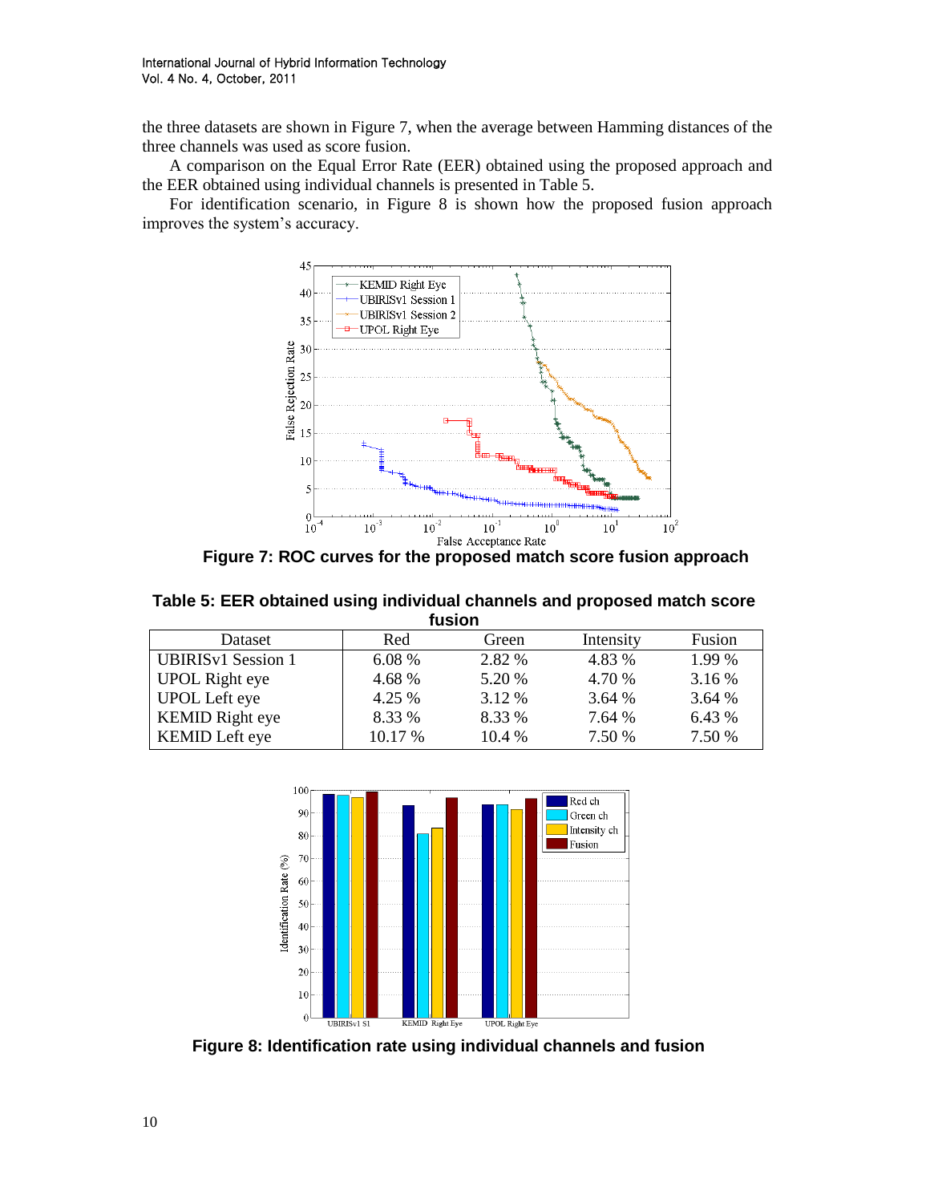the three datasets are shown in Figure 7, when the average between Hamming distances of the three channels was used as score fusion.

A comparison on the Equal Error Rate (EER) obtained using the proposed approach and the EER obtained using individual channels is presented in Table 5.

For identification scenario, in Figure 8 is shown how the proposed fusion approach improves the system's accuracy.

**Figure 7: ROC curves for the proposed match score fusion approach**

**Table 5: EER obtained using individual channels and proposed match score fusion**

| Dataset | Red | Green | Intensity | Fusion |
|---|---|---|---|---|
| UBIRISv1 Session 1 | 6.08 % | 2.82 % | 4.83 % | 1.99 % |
| UPOL Right eye | 4.68 % | 5.20 % | 4.70 % | 3.16 % |
| UPOL Left eye | 4.25 % | 3.12 % | 3.64 % | 3.64 % |
| KEMID Right eye | 8.33 % | 8.33 % | 7.64 % | 6.43 % |
| KEMID Left eye | 10.17 % | 10.4 % | 7.50 % | 7.50 % |

**Figure 8: Identification rate using individual channels and fusion**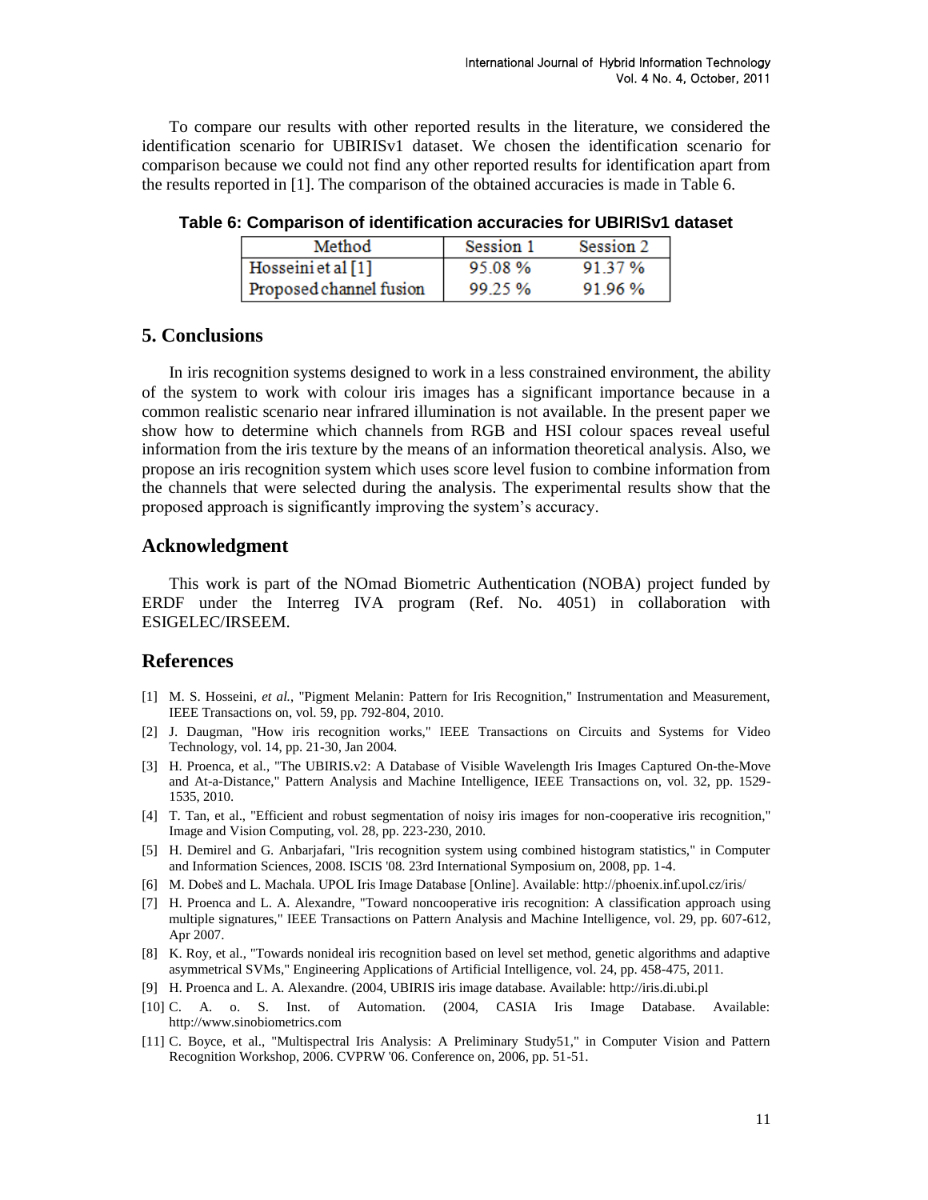To compare our results with other reported results in the literature, we considered the identification scenario for UBIRISv1 dataset. We chosen the identification scenario for comparison because we could not find any other reported results for identification apart from the results reported in [1]. The comparison of the obtained accuracies is made in Table 6.

**Table 6: Comparison of identification accuracies for UBIRISv1 dataset**

| Method | Session 1 | Session 2 |
|---|---|---|
| Hosseini et al [1] | 95.08 % | 91.37 % |
| Proposed channel fusion | 99.25 % | 91.96 % |

## 5. Conclusions

In iris recognition systems designed to work in a less constrained environment, the ability of the system to work with colour iris images has a significant importance because in a common realistic scenario near infrared illumination is not available. In the present paper we show how to determine which channels from RGB and HSI colour spaces reveal useful information from the iris texture by the means of an information theoretical analysis. Also, we propose an iris recognition system which uses score level fusion to combine information from the channels that were selected during the analysis. The experimental results show that the proposed approach is significantly improving the system's accuracy.

## Acknowledgment

This work is part of the NOmad Biometric Authentication (NOBA) project funded by ERDF under the Interreg IVA program (Ref. No. 4051) in collaboration with ESIGELEC/IRSEEM.

## References

[1] M. S. Hosseini, *et al.*, "Pigment Melanin: Pattern for Iris Recognition," Instrumentation and Measurement, IEEE Transactions on, vol. 59, pp. 792-804, 2010.

[2] J. Daugman, "How iris recognition works," IEEE Transactions on Circuits and Systems for Video Technology, vol. 14, pp. 21-30, Jan 2004.

[3] H. Proenca, et al., "The UBIRIS.v2: A Database of Visible Wavelength Iris Images Captured On-the-Move and At-a-Distance," Pattern Analysis and Machine Intelligence, IEEE Transactions on, vol. 32, pp. 1529-1535, 2010.

[4] T. Tan, et al., "Efficient and robust segmentation of noisy iris images for non-cooperative iris recognition," Image and Vision Computing, vol. 28, pp. 223-230, 2010.

[5] H. Demirel and G. Anbarjafari, "Iris recognition system using combined histogram statistics," in Computer and Information Sciences, 2008. ISCIS '08. 23rd International Symposium on, 2008, pp. 1-4.

[6] M. Dobeš and L. Machala. UPOL Iris Image Database [Online]. Available: http://phoenix.inf.upol.cz/iris/

[7] H. Proenca and L. A. Alexandre, "Toward noncooperative iris recognition: A classification approach using multiple signatures," IEEE Transactions on Pattern Analysis and Machine Intelligence, vol. 29, pp. 607-612, Apr 2007.

[8] K. Roy, et al., "Towards nonideal iris recognition based on level set method, genetic algorithms and adaptive asymmetrical SVMs," Engineering Applications of Artificial Intelligence, vol. 24, pp. 458-475, 2011.

[9] H. Proenca and L. A. Alexandre. (2004, UBIRIS iris image database. Available: http://iris.di.ubi.pl

[10] C. A. o. S. Inst. of Automation. (2004, CASIA Iris Image Database. Available: http://www.sinobiometrics.com

[11] C. Boyce, et al., "Multispectral Iris Analysis: A Preliminary Study51," in Computer Vision and Pattern Recognition Workshop, 2006. CVPRW '06. Conference on, 2006, pp. 51-51.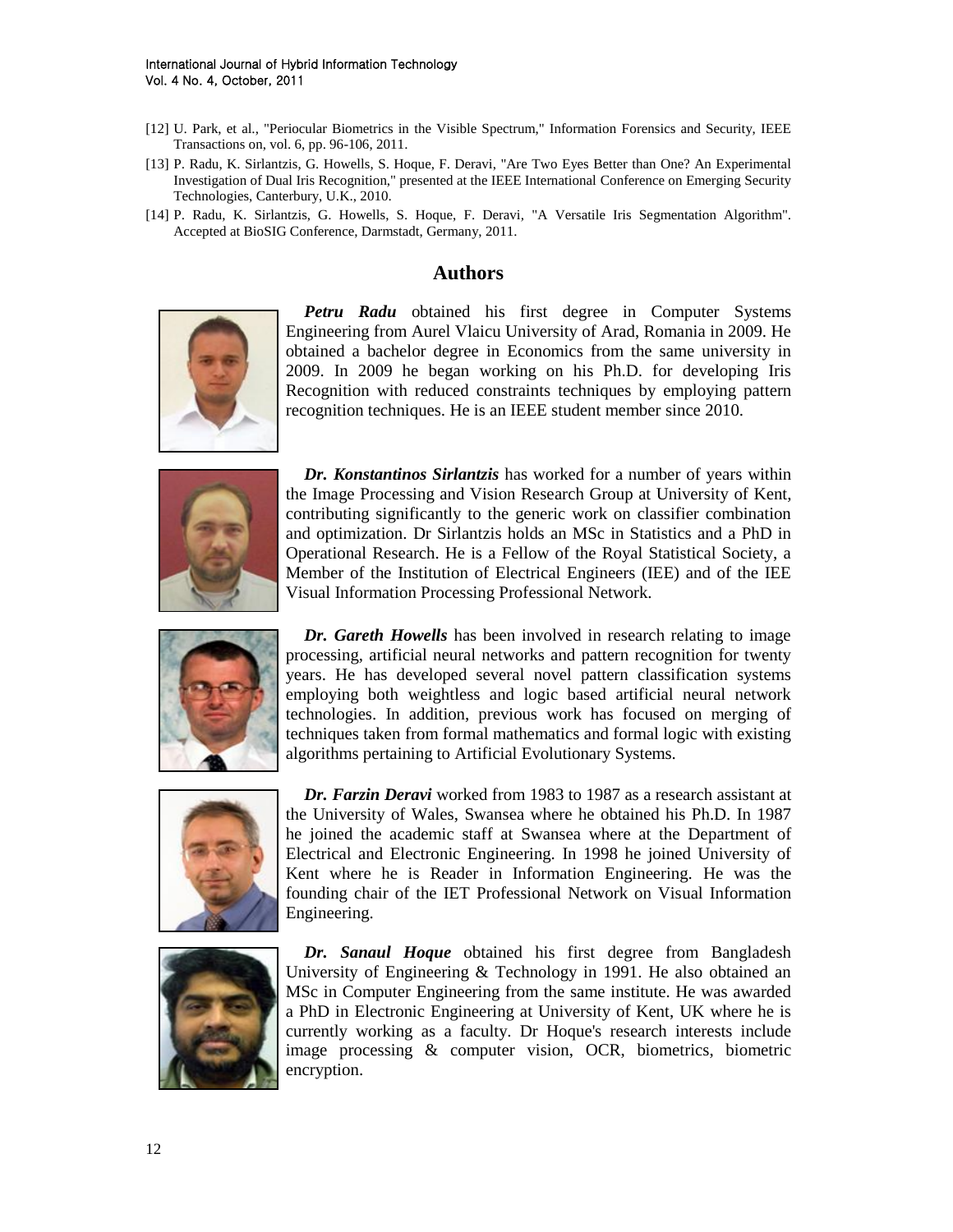[12] U. Park, et al., "Periocular Biometrics in the Visible Spectrum," Information Forensics and Security, IEEE Transactions on, vol. 6, pp. 96-106, 2011.

[13] P. Radu, K. Sirlantzis, G. Howells, S. Hoque, F. Deravi, "Are Two Eyes Better than One? An Experimental Investigation of Dual Iris Recognition," presented at the IEEE International Conference on Emerging Security Technologies, Canterbury, U.K., 2010.

[14] P. Radu, K. Sirlantzis, G. Howells, S. Hoque, F. Deravi, "A Versatile Iris Segmentation Algorithm". Accepted at BioSIG Conference, Darmstadt, Germany, 2011.

## Authors

***Petru Radu*** obtained his first degree in Computer Systems Engineering from Aurel Vlaicu University of Arad, Romania in 2009. He obtained a bachelor degree in Economics from the same university in 2009. In 2009 he began working on his Ph.D. for developing Iris Recognition with reduced constraints techniques by employing pattern recognition techniques. He is an IEEE student member since 2010.

***Dr. Konstantinos Sirlantzis*** has worked for a number of years within the Image Processing and Vision Research Group at University of Kent, contributing significantly to the generic work on classifier combination and optimization. Dr Sirlantzis holds an MSc in Statistics and a PhD in Operational Research. He is a Fellow of the Royal Statistical Society, a Member of the Institution of Electrical Engineers (IEE) and of the IEE Visual Information Processing Professional Network.

***Dr. Gareth Howells*** has been involved in research relating to image processing, artificial neural networks and pattern recognition for twenty years. He has developed several novel pattern classification systems employing both weightless and logic based artificial neural network technologies. In addition, previous work has focused on merging of techniques taken from formal mathematics and formal logic with existing algorithms pertaining to Artificial Evolutionary Systems.

***Dr. Farzin Deravi*** worked from 1983 to 1987 as a research assistant at the University of Wales, Swansea where he obtained his Ph.D. In 1987 he joined the academic staff at Swansea where at the Department of Electrical and Electronic Engineering. In 1998 he joined University of Kent where he is Reader in Information Engineering. He was the founding chair of the IET Professional Network on Visual Information Engineering.

***Dr. Sanaul Hoque*** obtained his first degree from Bangladesh University of Engineering & Technology in 1991. He also obtained an MSc in Computer Engineering from the same institute. He was awarded a PhD in Electronic Engineering at University of Kent, UK where he is currently working as a faculty. Dr Hoque's research interests include image processing & computer vision, OCR, biometrics, biometric encryption.